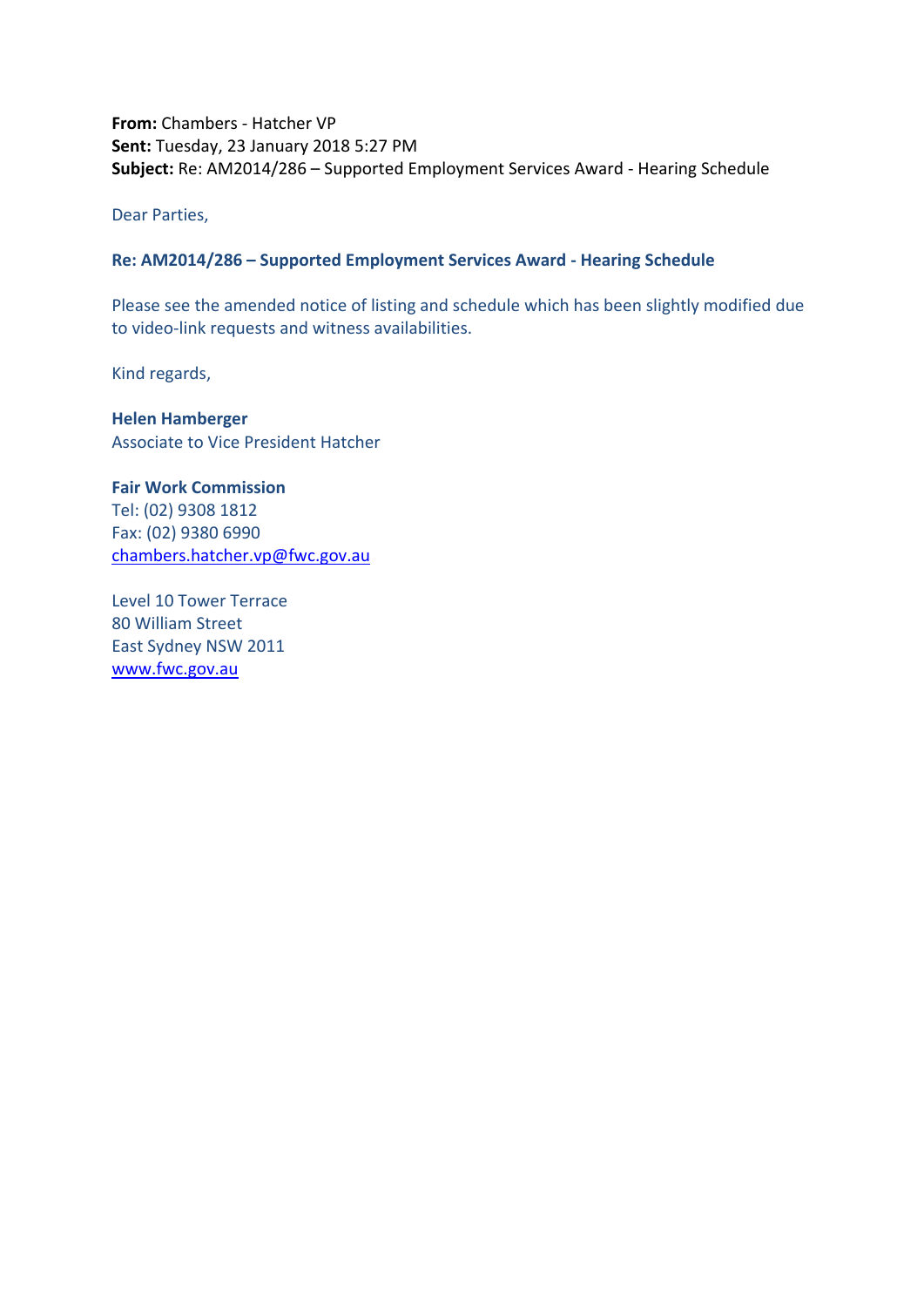**From:** Chambers - Hatcher VP
**Sent:** Tuesday, 23 January 2018 5:27 PM
**Subject:** Re: AM2014/286 – Supported Employment Services Award - Hearing Schedule

Dear Parties,

**Re: AM2014/286 – Supported Employment Services Award - Hearing Schedule**

Please see the amended notice of listing and schedule which has been slightly modified due to video-link requests and witness availabilities.

Kind regards,

**Helen Hamberger**
Associate to Vice President Hatcher

**Fair Work Commission**
Tel: (02) 9308 1812
Fax: (02) 9380 6990
chambers.hatcher.vp@fwc.gov.au

Level 10 Tower Terrace
80 William Street
East Sydney NSW 2011
www.fwc.gov.au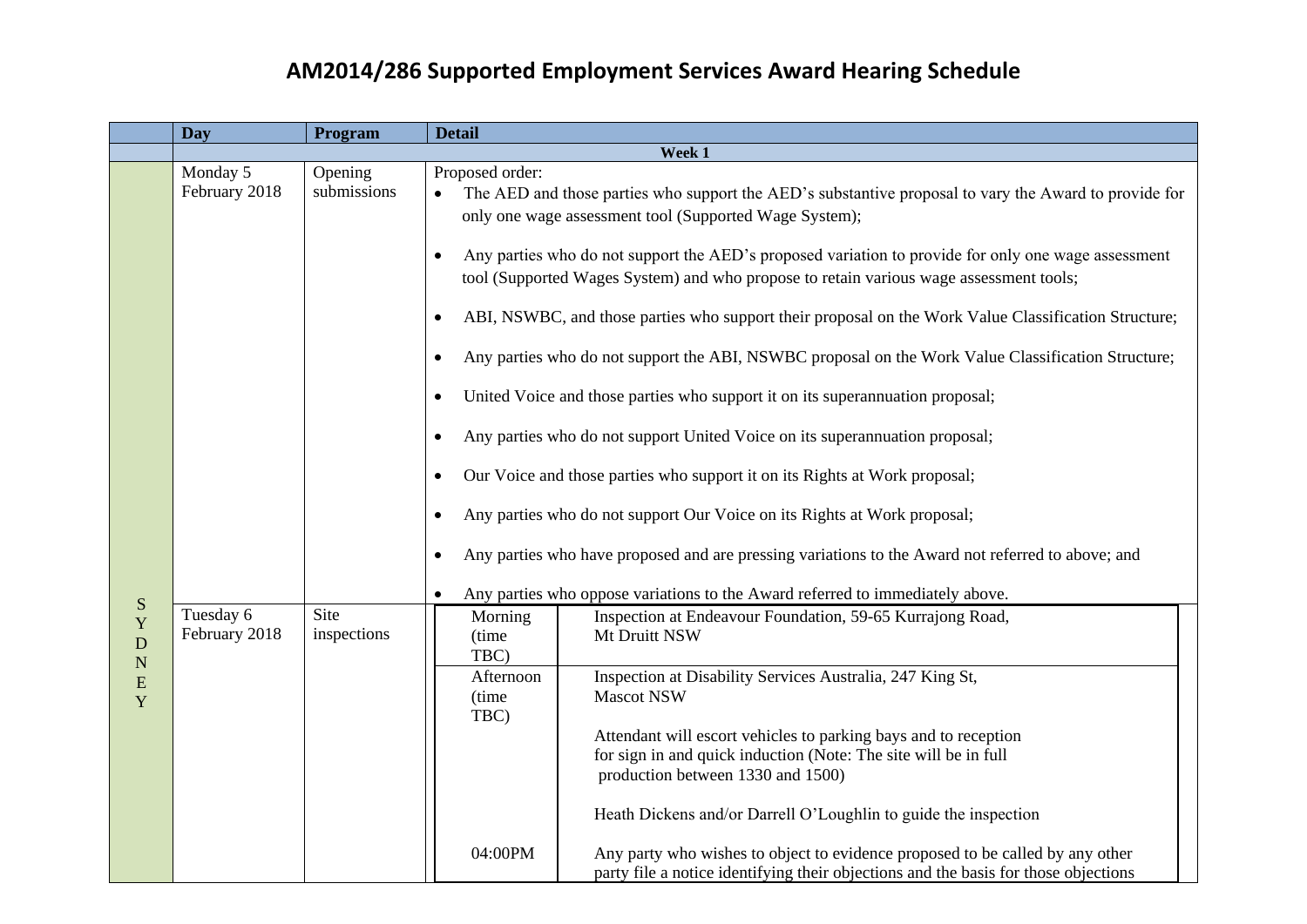# AM2014/286 Supported Employment Services Award Hearing Schedule

| | Day | Program | Detail |
|---|---|---|---|
| | **Week 1** | | |
| SYDNEY | Monday 5 February 2018 | Opening submissions | Proposed order:<br>• The AED and those parties who support the AED's substantive proposal to vary the Award to provide for only one wage assessment tool (Supported Wage System);<br>• Any parties who do not support the AED's proposed variation to provide for only one wage assessment tool (Supported Wages System) and who propose to retain various wage assessment tools;<br>• ABI, NSWBC, and those parties who support their proposal on the Work Value Classification Structure;<br>• Any parties who do not support the ABI, NSWBC proposal on the Work Value Classification Structure;<br>• United Voice and those parties who support it on its superannuation proposal;<br>• Any parties who do not support United Voice on its superannuation proposal;<br>• Our Voice and those parties who support it on its Rights at Work proposal;<br>• Any parties who do not support Our Voice on its Rights at Work proposal;<br>• Any parties who have proposed and are pressing variations to the Award not referred to above; and<br>• Any parties who oppose variations to the Award referred to immediately above. |
| | Tuesday 6 February 2018 | Site inspections | **Morning (time TBC):** Inspection at Endeavour Foundation, 59-65 Kurrajong Road, Mt Druitt NSW<br><br>**Afternoon (time TBC):** Inspection at Disability Services Australia, 247 King St, Mascot NSW<br>Attendant will escort vehicles to parking bays and to reception for sign in and quick induction (Note: The site will be in full production between 1330 and 1500)<br>Heath Dickens and/or Darrell O'Loughlin to guide the inspection<br><br>**04:00PM:** Any party who wishes to object to evidence proposed to be called by any other party file a notice identifying their objections and the basis for those objections |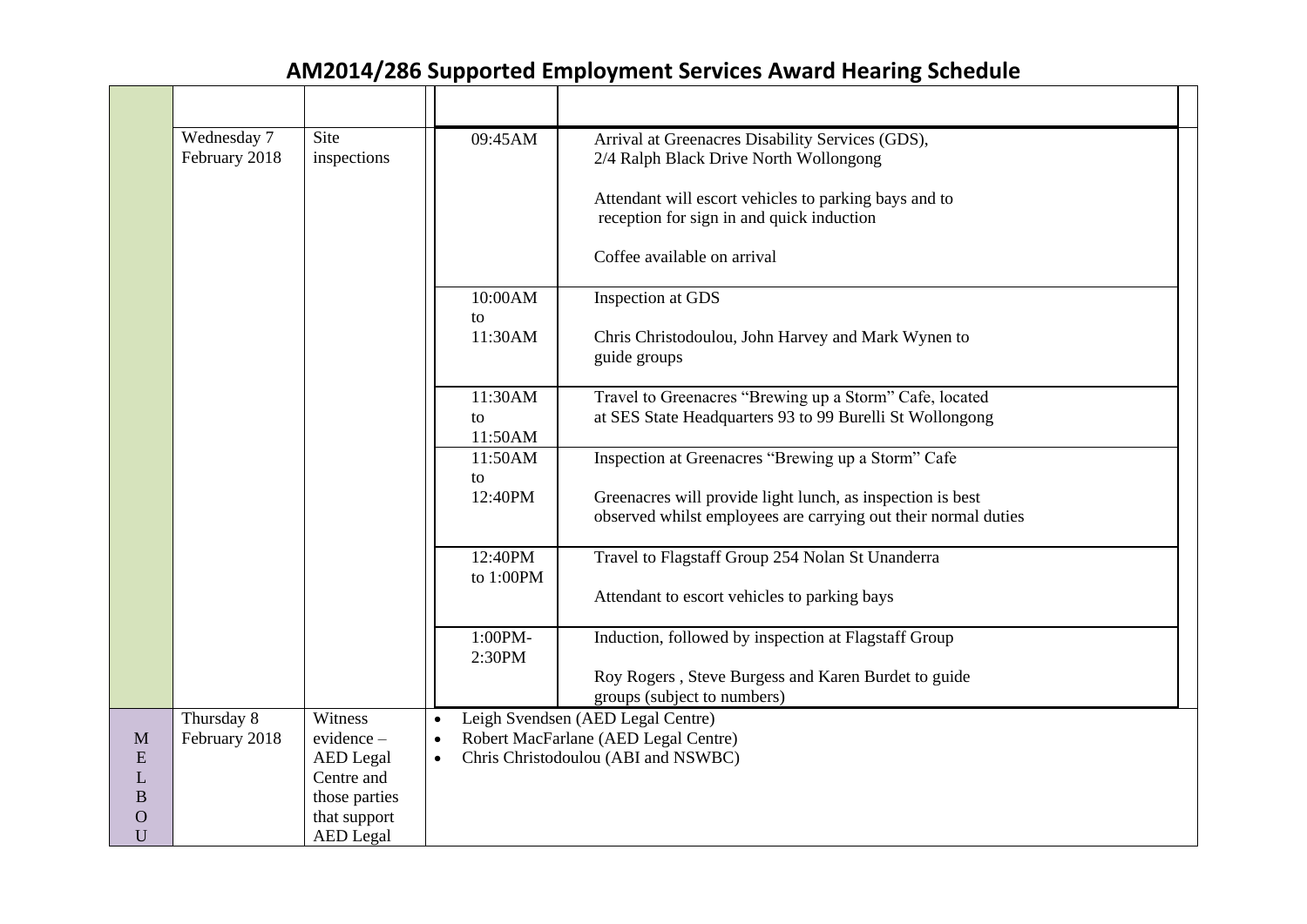# AM2014/286 Supported Employment Services Award Hearing Schedule

| | | | | |
|---|---|---|---|---|
| | | | | |
| | Wednesday 7 February 2018 | Site inspections | 09:45AM | Arrival at Greenacres Disability Services (GDS), 2/4 Ralph Black Drive North Wollongong<br><br>Attendant will escort vehicles to parking bays and to reception for sign in and quick induction<br><br>Coffee available on arrival |
| | | | 10:00AM to 11:30AM | Inspection at GDS<br><br>Chris Christodoulou, John Harvey and Mark Wynen to guide groups |
| | | | 11:30AM to 11:50AM | Travel to Greenacres "Brewing up a Storm" Cafe, located at SES State Headquarters 93 to 99 Burelli St Wollongong |
| | | | 11:50AM to 12:40PM | Inspection at Greenacres "Brewing up a Storm" Cafe<br><br>Greenacres will provide light lunch, as inspection is best observed whilst employees are carrying out their normal duties |
| | | | 12:40PM to 1:00PM | Travel to Flagstaff Group 254 Nolan St Unanderra<br><br>Attendant to escort vehicles to parking bays |
| | | | 1:00PM-2:30PM | Induction, followed by inspection at Flagstaff Group<br><br>Roy Rogers , Steve Burgess and Karen Burdet to guide groups (subject to numbers) |
| MELBOU | Thursday 8 February 2018 | Witness evidence – AED Legal Centre and those parties that support AED Legal | | • Leigh Svendsen (AED Legal Centre)<br>• Robert MacFarlane (AED Legal Centre)<br>• Chris Christodoulou (ABI and NSWBC) |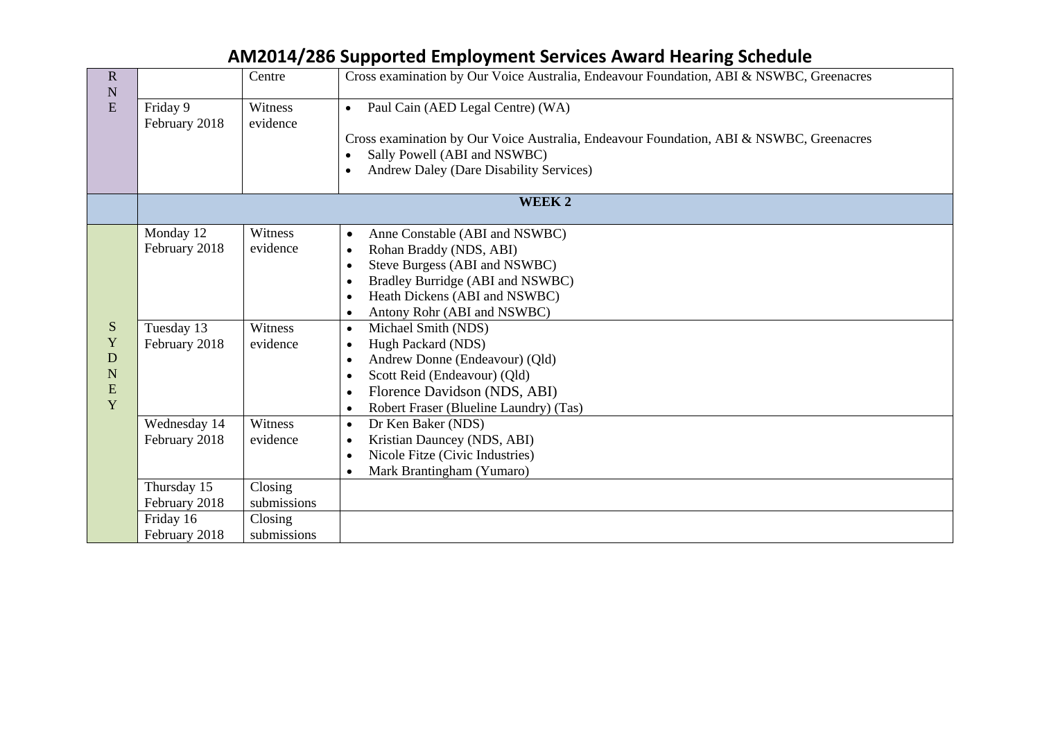# AM2014/286 Supported Employment Services Award Hearing Schedule

| | | | |
|---|---|---|---|
| R N E | | Centre | Cross examination by Our Voice Australia, Endeavour Foundation, ABI & NSWBC, Greenacres |
| | Friday 9 February 2018 | Witness evidence | • Paul Cain (AED Legal Centre) (WA)<br><br>Cross examination by Our Voice Australia, Endeavour Foundation, ABI & NSWBC, Greenacres<br>• Sally Powell (ABI and NSWBC)<br>• Andrew Daley (Dare Disability Services) |
| | **WEEK 2** | | |
| S Y D N E Y | Monday 12 February 2018 | Witness evidence | • Anne Constable (ABI and NSWBC)<br>• Rohan Braddy (NDS, ABI)<br>• Steve Burgess (ABI and NSWBC)<br>• Bradley Burridge (ABI and NSWBC)<br>• Heath Dickens (ABI and NSWBC)<br>• Antony Rohr (ABI and NSWBC) |
| | Tuesday 13 February 2018 | Witness evidence | • Michael Smith (NDS)<br>• Hugh Packard (NDS)<br>• Andrew Donne (Endeavour) (Qld)<br>• Scott Reid (Endeavour) (Qld)<br>• Florence Davidson (NDS, ABI)<br>• Robert Fraser (Blueline Laundry) (Tas) |
| | Wednesday 14 February 2018 | Witness evidence | • Dr Ken Baker (NDS)<br>• Kristian Dauncey (NDS, ABI)<br>• Nicole Fitze (Civic Industries)<br>• Mark Brantingham (Yumaro) |
| | Thursday 15 February 2018 | Closing submissions | |
| | Friday 16 February 2018 | Closing submissions | |